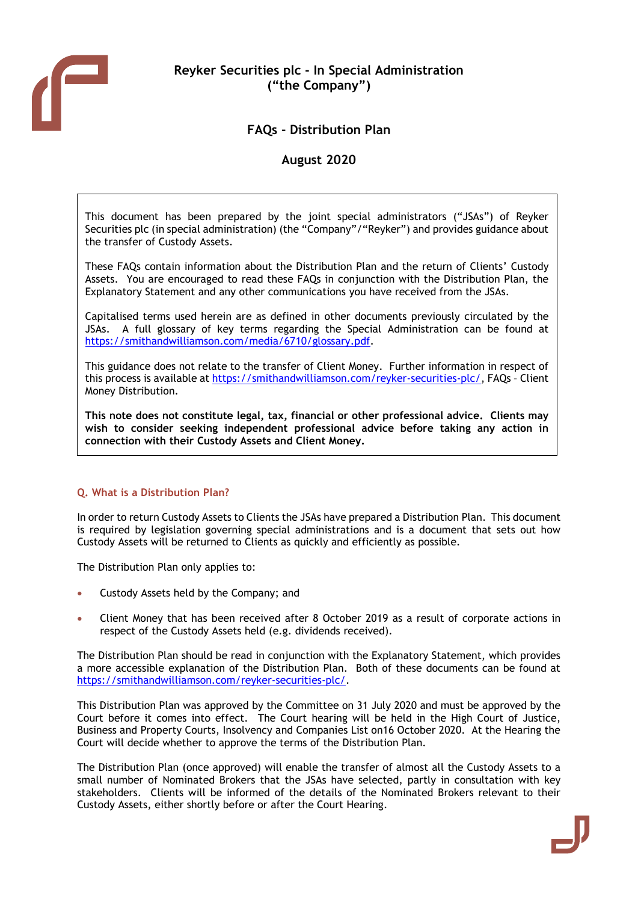# Reyker Securities plc - In Special Administration ("the Company")

## FAQs - Distribution Plan

## August 2020

> This document has been prepared by the joint special administrators ("JSAs") of Reyker Securities plc (in special administration) (the "Company"/"Reyker") and provides guidance about the transfer of Custody Assets.
>
> These FAQs contain information about the Distribution Plan and the return of Clients' Custody Assets. You are encouraged to read these FAQs in conjunction with the Distribution Plan, the Explanatory Statement and any other communications you have received from the JSAs.
>
> Capitalised terms used herein are as defined in other documents previously circulated by the JSAs. A full glossary of key terms regarding the Special Administration can be found at https://smithandwilliamson.com/media/6710/glossary.pdf.
>
> This guidance does not relate to the transfer of Client Money. Further information in respect of this process is available at https://smithandwilliamson.com/reyker-securities-plc/, FAQs – Client Money Distribution.
>
> **This note does not constitute legal, tax, financial or other professional advice. Clients may wish to consider seeking independent professional advice before taking any action in connection with their Custody Assets and Client Money.**

### Q. What is a Distribution Plan?

In order to return Custody Assets to Clients the JSAs have prepared a Distribution Plan. This document is required by legislation governing special administrations and is a document that sets out how Custody Assets will be returned to Clients as quickly and efficiently as possible.

The Distribution Plan only applies to:

- Custody Assets held by the Company; and
- Client Money that has been received after 8 October 2019 as a result of corporate actions in respect of the Custody Assets held (e.g. dividends received).

The Distribution Plan should be read in conjunction with the Explanatory Statement, which provides a more accessible explanation of the Distribution Plan. Both of these documents can be found at https://smithandwilliamson.com/reyker-securities-plc/.

This Distribution Plan was approved by the Committee on 31 July 2020 and must be approved by the Court before it comes into effect. The Court hearing will be held in the High Court of Justice, Business and Property Courts, Insolvency and Companies List on16 October 2020. At the Hearing the Court will decide whether to approve the terms of the Distribution Plan.

The Distribution Plan (once approved) will enable the transfer of almost all the Custody Assets to a small number of Nominated Brokers that the JSAs have selected, partly in consultation with key stakeholders. Clients will be informed of the details of the Nominated Brokers relevant to their Custody Assets, either shortly before or after the Court Hearing.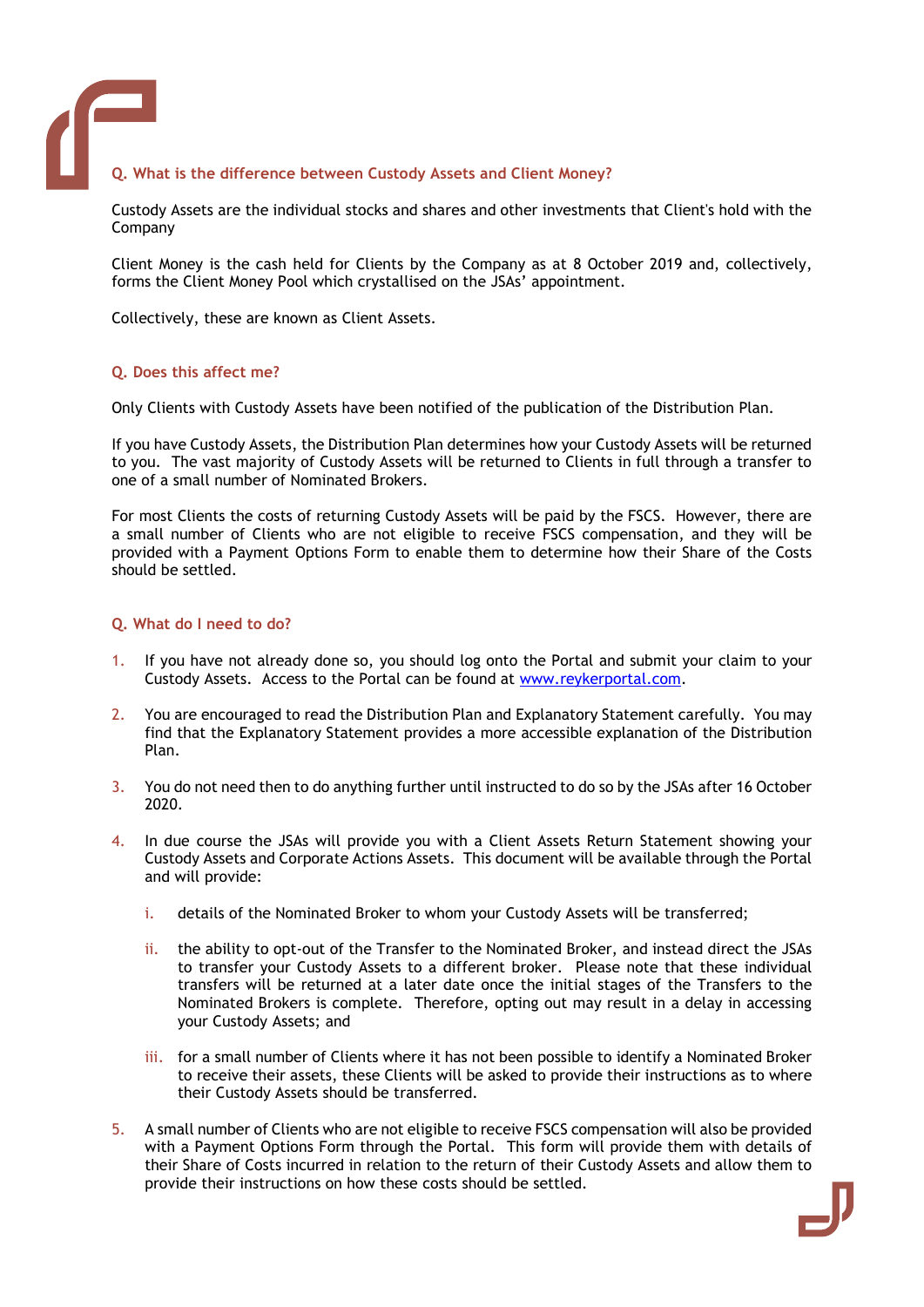## Q. What is the difference between Custody Assets and Client Money?

Custody Assets are the individual stocks and shares and other investments that Client's hold with the Company

Client Money is the cash held for Clients by the Company as at 8 October 2019 and, collectively, forms the Client Money Pool which crystallised on the JSAs' appointment.

Collectively, these are known as Client Assets.

## Q. Does this affect me?

Only Clients with Custody Assets have been notified of the publication of the Distribution Plan.

If you have Custody Assets, the Distribution Plan determines how your Custody Assets will be returned to you. The vast majority of Custody Assets will be returned to Clients in full through a transfer to one of a small number of Nominated Brokers.

For most Clients the costs of returning Custody Assets will be paid by the FSCS. However, there are a small number of Clients who are not eligible to receive FSCS compensation, and they will be provided with a Payment Options Form to enable them to determine how their Share of the Costs should be settled.

## Q. What do I need to do?

1. If you have not already done so, you should log onto the Portal and submit your claim to your Custody Assets. Access to the Portal can be found at [www.reykerportal.com](www.reykerportal.com).

2. You are encouraged to read the Distribution Plan and Explanatory Statement carefully. You may find that the Explanatory Statement provides a more accessible explanation of the Distribution Plan.

3. You do not need then to do anything further until instructed to do so by the JSAs after 16 October 2020.

4. In due course the JSAs will provide you with a Client Assets Return Statement showing your Custody Assets and Corporate Actions Assets. This document will be available through the Portal and will provide:

   i. details of the Nominated Broker to whom your Custody Assets will be transferred;

   ii. the ability to opt-out of the Transfer to the Nominated Broker, and instead direct the JSAs to transfer your Custody Assets to a different broker. Please note that these individual transfers will be returned at a later date once the initial stages of the Transfers to the Nominated Brokers is complete. Therefore, opting out may result in a delay in accessing your Custody Assets; and

   iii. for a small number of Clients where it has not been possible to identify a Nominated Broker to receive their assets, these Clients will be asked to provide their instructions as to where their Custody Assets should be transferred.

5. A small number of Clients who are not eligible to receive FSCS compensation will also be provided with a Payment Options Form through the Portal. This form will provide them with details of their Share of Costs incurred in relation to the return of their Custody Assets and allow them to provide their instructions on how these costs should be settled.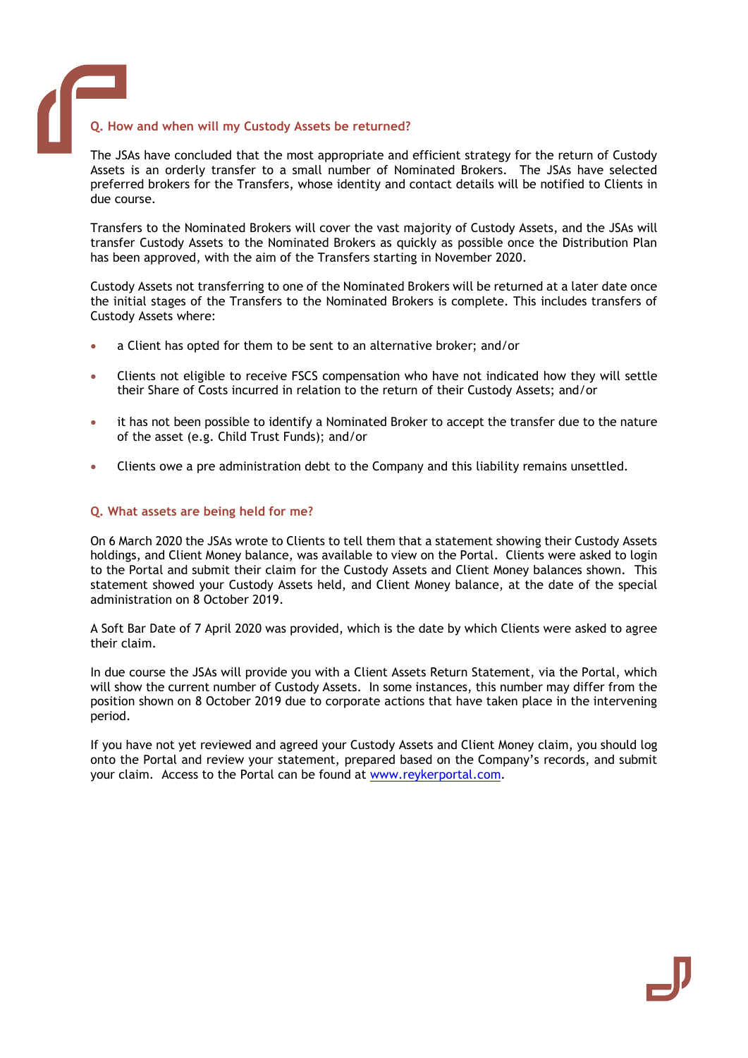## Q. How and when will my Custody Assets be returned?

The JSAs have concluded that the most appropriate and efficient strategy for the return of Custody Assets is an orderly transfer to a small number of Nominated Brokers. The JSAs have selected preferred brokers for the Transfers, whose identity and contact details will be notified to Clients in due course.

Transfers to the Nominated Brokers will cover the vast majority of Custody Assets, and the JSAs will transfer Custody Assets to the Nominated Brokers as quickly as possible once the Distribution Plan has been approved, with the aim of the Transfers starting in November 2020.

Custody Assets not transferring to one of the Nominated Brokers will be returned at a later date once the initial stages of the Transfers to the Nominated Brokers is complete. This includes transfers of Custody Assets where:

- a Client has opted for them to be sent to an alternative broker; and/or
- Clients not eligible to receive FSCS compensation who have not indicated how they will settle their Share of Costs incurred in relation to the return of their Custody Assets; and/or
- it has not been possible to identify a Nominated Broker to accept the transfer due to the nature of the asset (e.g. Child Trust Funds); and/or
- Clients owe a pre administration debt to the Company and this liability remains unsettled.

## Q. What assets are being held for me?

On 6 March 2020 the JSAs wrote to Clients to tell them that a statement showing their Custody Assets holdings, and Client Money balance, was available to view on the Portal. Clients were asked to login to the Portal and submit their claim for the Custody Assets and Client Money balances shown. This statement showed your Custody Assets held, and Client Money balance, at the date of the special administration on 8 October 2019.

A Soft Bar Date of 7 April 2020 was provided, which is the date by which Clients were asked to agree their claim.

In due course the JSAs will provide you with a Client Assets Return Statement, via the Portal, which will show the current number of Custody Assets. In some instances, this number may differ from the position shown on 8 October 2019 due to corporate actions that have taken place in the intervening period.

If you have not yet reviewed and agreed your Custody Assets and Client Money claim, you should log onto the Portal and review your statement, prepared based on the Company's records, and submit your claim. Access to the Portal can be found at [www.reykerportal.com](http://www.reykerportal.com).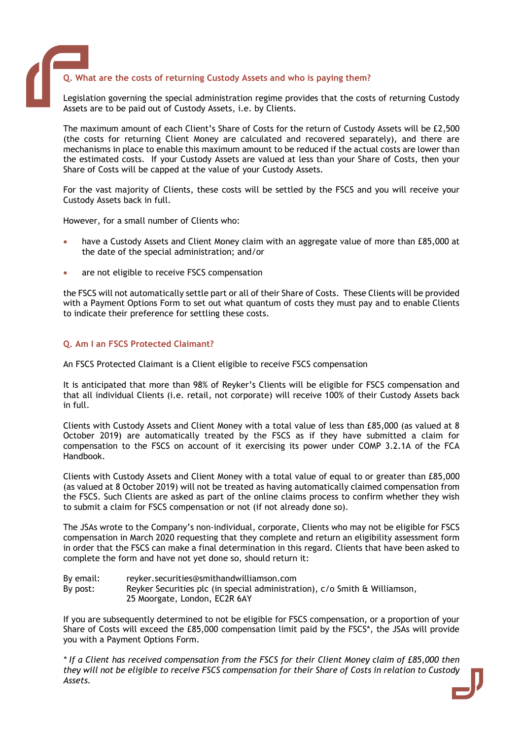## Q. What are the costs of returning Custody Assets and who is paying them?

Legislation governing the special administration regime provides that the costs of returning Custody Assets are to be paid out of Custody Assets, i.e. by Clients.

The maximum amount of each Client's Share of Costs for the return of Custody Assets will be £2,500 (the costs for returning Client Money are calculated and recovered separately), and there are mechanisms in place to enable this maximum amount to be reduced if the actual costs are lower than the estimated costs. If your Custody Assets are valued at less than your Share of Costs, then your Share of Costs will be capped at the value of your Custody Assets.

For the vast majority of Clients, these costs will be settled by the FSCS and you will receive your Custody Assets back in full.

However, for a small number of Clients who:

- have a Custody Assets and Client Money claim with an aggregate value of more than £85,000 at the date of the special administration; and/or
- are not eligible to receive FSCS compensation

the FSCS will not automatically settle part or all of their Share of Costs. These Clients will be provided with a Payment Options Form to set out what quantum of costs they must pay and to enable Clients to indicate their preference for settling these costs.

## Q. Am I an FSCS Protected Claimant?

An FSCS Protected Claimant is a Client eligible to receive FSCS compensation

It is anticipated that more than 98% of Reyker's Clients will be eligible for FSCS compensation and that all individual Clients (i.e. retail, not corporate) will receive 100% of their Custody Assets back in full.

Clients with Custody Assets and Client Money with a total value of less than £85,000 (as valued at 8 October 2019) are automatically treated by the FSCS as if they have submitted a claim for compensation to the FSCS on account of it exercising its power under COMP 3.2.1A of the FCA Handbook.

Clients with Custody Assets and Client Money with a total value of equal to or greater than £85,000 (as valued at 8 October 2019) will not be treated as having automatically claimed compensation from the FSCS. Such Clients are asked as part of the online claims process to confirm whether they wish to submit a claim for FSCS compensation or not (if not already done so).

The JSAs wrote to the Company's non-individual, corporate, Clients who may not be eligible for FSCS compensation in March 2020 requesting that they complete and return an eligibility assessment form in order that the FSCS can make a final determination in this regard. Clients that have been asked to complete the form and have not yet done so, should return it:

By email: reyker.securities@smithandwilliamson.com
By post: Reyker Securities plc (in special administration), c/o Smith & Williamson, 25 Moorgate, London, EC2R 6AY

If you are subsequently determined to not be eligible for FSCS compensation, or a proportion of your Share of Costs will exceed the £85,000 compensation limit paid by the FSCS*, the JSAs will provide you with a Payment Options Form.

*\* If a Client has received compensation from the FSCS for their Client Money claim of £85,000 then they will not be eligible to receive FSCS compensation for their Share of Costs in relation to Custody Assets.*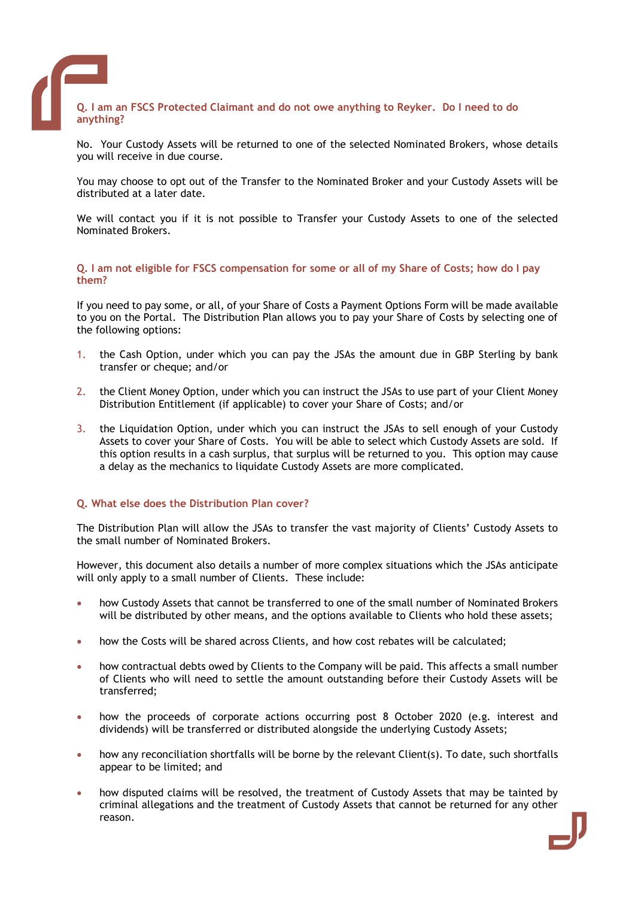### Q. I am an FSCS Protected Claimant and do not owe anything to Reyker. Do I need to do anything?

No. Your Custody Assets will be returned to one of the selected Nominated Brokers, whose details you will receive in due course.

You may choose to opt out of the Transfer to the Nominated Broker and your Custody Assets will be distributed at a later date.

We will contact you if it is not possible to Transfer your Custody Assets to one of the selected Nominated Brokers.

### Q. I am not eligible for FSCS compensation for some or all of my Share of Costs; how do I pay them?

If you need to pay some, or all, of your Share of Costs a Payment Options Form will be made available to you on the Portal. The Distribution Plan allows you to pay your Share of Costs by selecting one of the following options:

1. the Cash Option, under which you can pay the JSAs the amount due in GBP Sterling by bank transfer or cheque; and/or
2. the Client Money Option, under which you can instruct the JSAs to use part of your Client Money Distribution Entitlement (if applicable) to cover your Share of Costs; and/or
3. the Liquidation Option, under which you can instruct the JSAs to sell enough of your Custody Assets to cover your Share of Costs. You will be able to select which Custody Assets are sold. If this option results in a cash surplus, that surplus will be returned to you. This option may cause a delay as the mechanics to liquidate Custody Assets are more complicated.

### Q. What else does the Distribution Plan cover?

The Distribution Plan will allow the JSAs to transfer the vast majority of Clients' Custody Assets to the small number of Nominated Brokers.

However, this document also details a number of more complex situations which the JSAs anticipate will only apply to a small number of Clients. These include:

- how Custody Assets that cannot be transferred to one of the small number of Nominated Brokers will be distributed by other means, and the options available to Clients who hold these assets;
- how the Costs will be shared across Clients, and how cost rebates will be calculated;
- how contractual debts owed by Clients to the Company will be paid. This affects a small number of Clients who will need to settle the amount outstanding before their Custody Assets will be transferred;
- how the proceeds of corporate actions occurring post 8 October 2020 (e.g. interest and dividends) will be transferred or distributed alongside the underlying Custody Assets;
- how any reconciliation shortfalls will be borne by the relevant Client(s). To date, such shortfalls appear to be limited; and
- how disputed claims will be resolved, the treatment of Custody Assets that may be tainted by criminal allegations and the treatment of Custody Assets that cannot be returned for any other reason.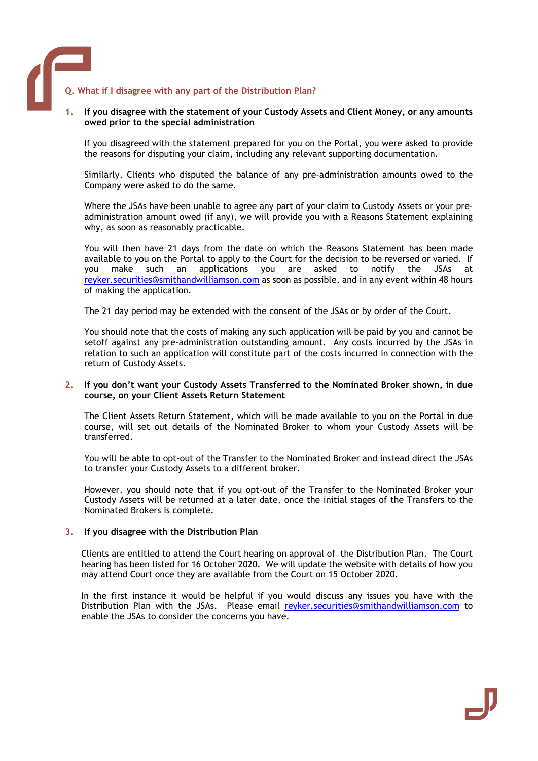## Q. What if I disagree with any part of the Distribution Plan?

### 1. If you disagree with the statement of your Custody Assets and Client Money, or any amounts owed prior to the special administration

If you disagreed with the statement prepared for you on the Portal, you were asked to provide the reasons for disputing your claim, including any relevant supporting documentation.

Similarly, Clients who disputed the balance of any pre-administration amounts owed to the Company were asked to do the same.

Where the JSAs have been unable to agree any part of your claim to Custody Assets or your pre-administration amount owed (if any), we will provide you with a Reasons Statement explaining why, as soon as reasonably practicable.

You will then have 21 days from the date on which the Reasons Statement has been made available to you on the Portal to apply to the Court for the decision to be reversed or varied. If you make such an applications you are asked to notify the JSAs at reyker.securities@smithandwilliamson.com as soon as possible, and in any event within 48 hours of making the application.

The 21 day period may be extended with the consent of the JSAs or by order of the Court.

You should note that the costs of making any such application will be paid by you and cannot be setoff against any pre-administration outstanding amount. Any costs incurred by the JSAs in relation to such an application will constitute part of the costs incurred in connection with the return of Custody Assets.

### 2. If you don't want your Custody Assets Transferred to the Nominated Broker shown, in due course, on your Client Assets Return Statement

The Client Assets Return Statement, which will be made available to you on the Portal in due course, will set out details of the Nominated Broker to whom your Custody Assets will be transferred.

You will be able to opt-out of the Transfer to the Nominated Broker and instead direct the JSAs to transfer your Custody Assets to a different broker.

However, you should note that if you opt-out of the Transfer to the Nominated Broker your Custody Assets will be returned at a later date, once the initial stages of the Transfers to the Nominated Brokers is complete.

### 3. If you disagree with the Distribution Plan

Clients are entitled to attend the Court hearing on approval of the Distribution Plan. The Court hearing has been listed for 16 October 2020. We will update the website with details of how you may attend Court once they are available from the Court on 15 October 2020.

In the first instance it would be helpful if you would discuss any issues you have with the Distribution Plan with the JSAs. Please email reyker.securities@smithandwilliamson.com to enable the JSAs to consider the concerns you have.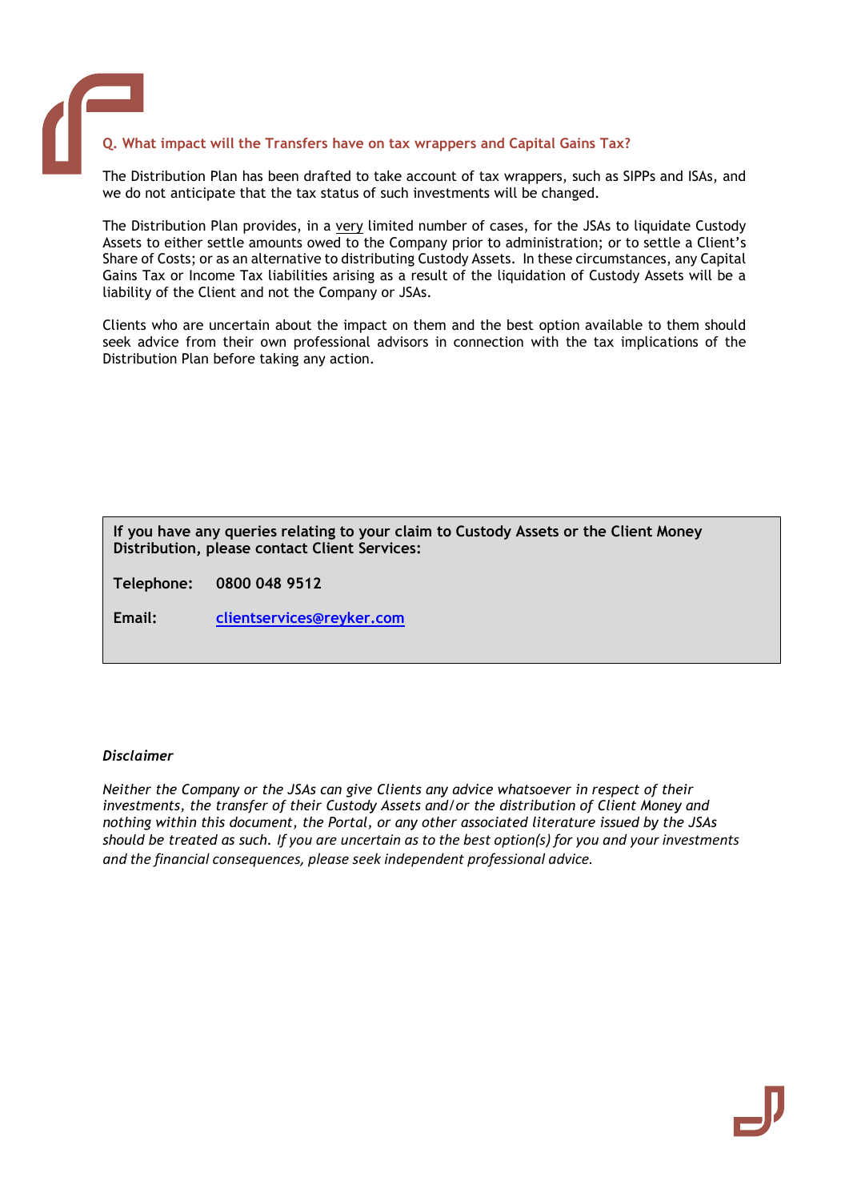### Q. What impact will the Transfers have on tax wrappers and Capital Gains Tax?

The Distribution Plan has been drafted to take account of tax wrappers, such as SIPPs and ISAs, and we do not anticipate that the tax status of such investments will be changed.

The Distribution Plan provides, in a very limited number of cases, for the JSAs to liquidate Custody Assets to either settle amounts owed to the Company prior to administration; or to settle a Client's Share of Costs; or as an alternative to distributing Custody Assets. In these circumstances, any Capital Gains Tax or Income Tax liabilities arising as a result of the liquidation of Custody Assets will be a liability of the Client and not the Company or JSAs.

Clients who are uncertain about the impact on them and the best option available to them should seek advice from their own professional advisors in connection with the tax implications of the Distribution Plan before taking any action.

**If you have any queries relating to your claim to Custody Assets or the Client Money Distribution, please contact Client Services:**

**Telephone:** **0800 048 9512**

**Email:** **clientservices@reyker.com**

***Disclaimer***

*Neither the Company or the JSAs can give Clients any advice whatsoever in respect of their investments, the transfer of their Custody Assets and/or the distribution of Client Money and nothing within this document, the Portal, or any other associated literature issued by the JSAs should be treated as such. If you are uncertain as to the best option(s) for you and your investments and the financial consequences, please seek independent professional advice.*